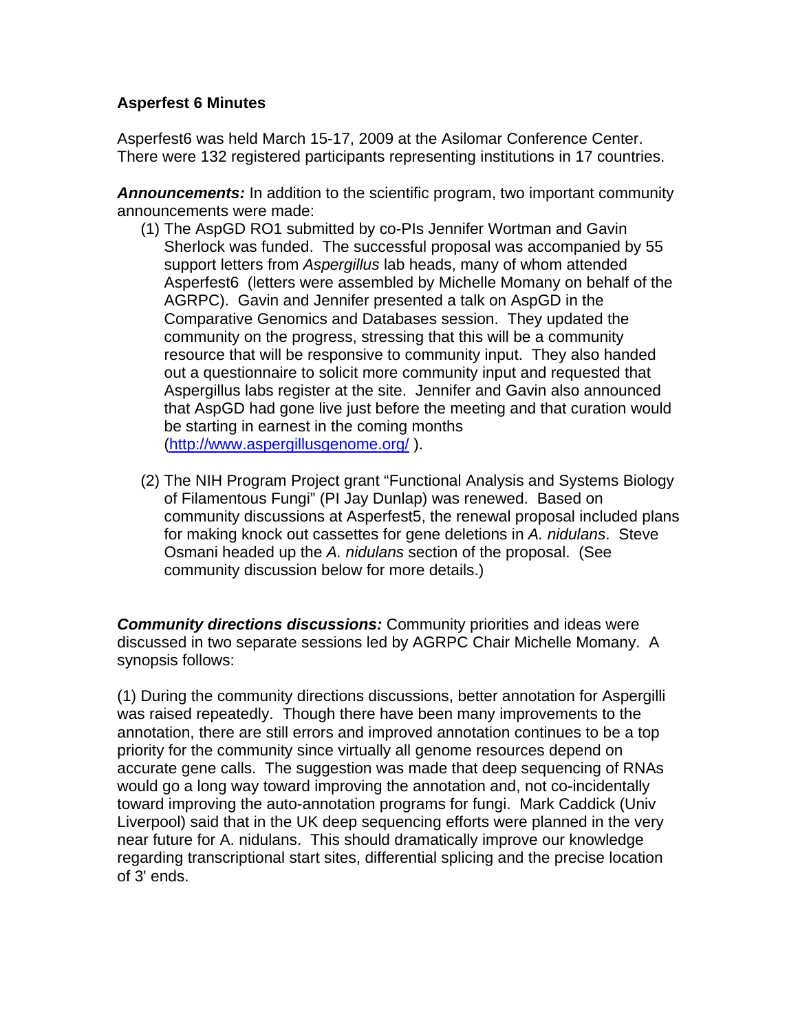**Asperfest 6 Minutes**

Asperfest6 was held March 15-17, 2009 at the Asilomar Conference Center. There were 132 registered participants representing institutions in 17 countries.

***Announcements:*** In addition to the scientific program, two important community announcements were made:

(1) The AspGD RO1 submitted by co-PIs Jennifer Wortman and Gavin Sherlock was funded. The successful proposal was accompanied by 55 support letters from *Aspergillus* lab heads, many of whom attended Asperfest6 (letters were assembled by Michelle Momany on behalf of the AGRPC). Gavin and Jennifer presented a talk on AspGD in the Comparative Genomics and Databases session. They updated the community on the progress, stressing that this will be a community resource that will be responsive to community input. They also handed out a questionnaire to solicit more community input and requested that Aspergillus labs register at the site. Jennifer and Gavin also announced that AspGD had gone live just before the meeting and that curation would be starting in earnest in the coming months ([http://www.aspergillusgenome.org/](http://www.aspergillusgenome.org/) ).

(2) The NIH Program Project grant "Functional Analysis and Systems Biology of Filamentous Fungi" (PI Jay Dunlap) was renewed. Based on community discussions at Asperfest5, the renewal proposal included plans for making knock out cassettes for gene deletions in *A. nidulans*. Steve Osmani headed up the *A. nidulans* section of the proposal. (See community discussion below for more details.)

***Community directions discussions:*** Community priorities and ideas were discussed in two separate sessions led by AGRPC Chair Michelle Momany. A synopsis follows:

(1) During the community directions discussions, better annotation for Aspergilli was raised repeatedly. Though there have been many improvements to the annotation, there are still errors and improved annotation continues to be a top priority for the community since virtually all genome resources depend on accurate gene calls. The suggestion was made that deep sequencing of RNAs would go a long way toward improving the annotation and, not co-incidentally toward improving the auto-annotation programs for fungi. Mark Caddick (Univ Liverpool) said that in the UK deep sequencing efforts were planned in the very near future for A. nidulans. This should dramatically improve our knowledge regarding transcriptional start sites, differential splicing and the precise location of 3' ends.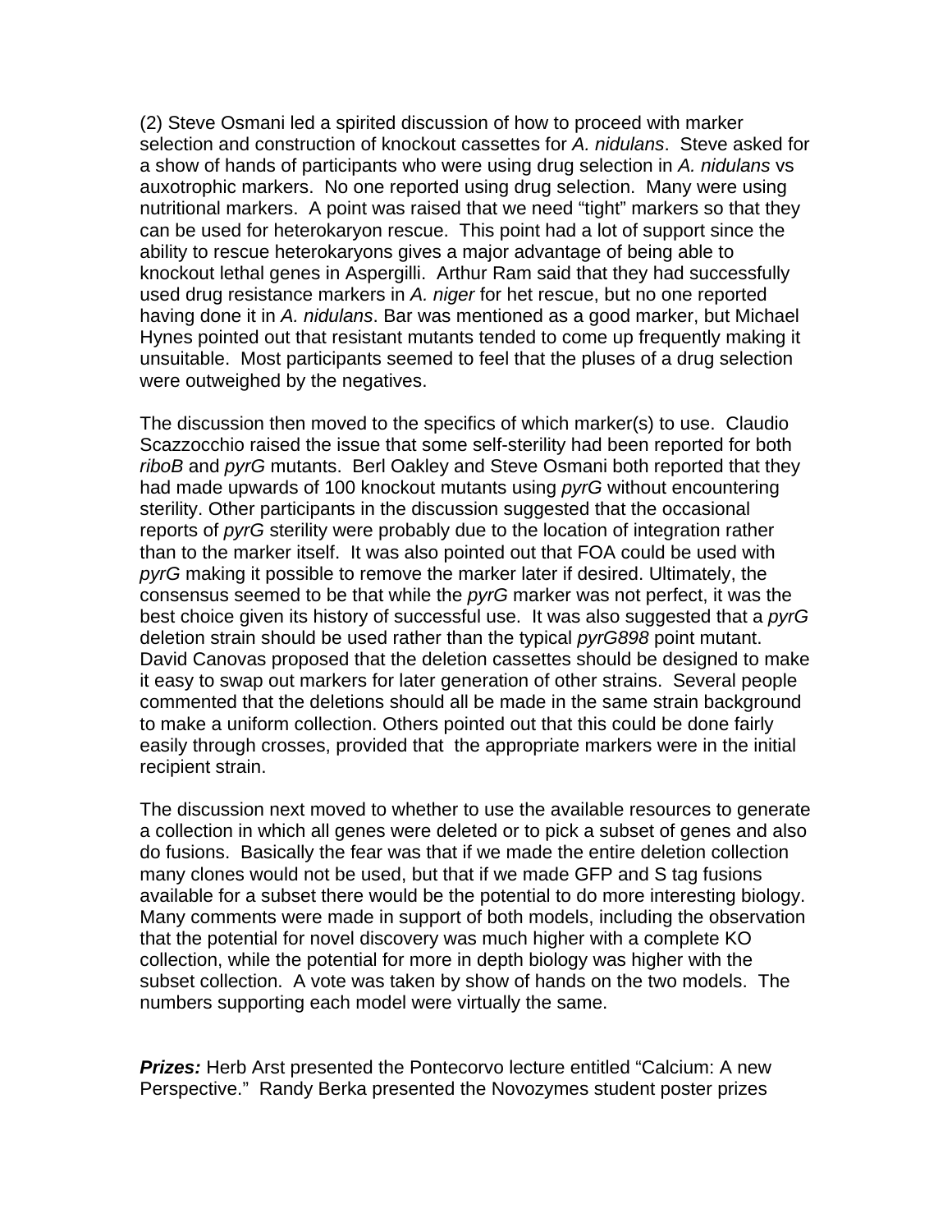(2) Steve Osmani led a spirited discussion of how to proceed with marker selection and construction of knockout cassettes for *A. nidulans*. Steve asked for a show of hands of participants who were using drug selection in *A. nidulans* vs auxotrophic markers. No one reported using drug selection. Many were using nutritional markers. A point was raised that we need "tight" markers so that they can be used for heterokaryon rescue. This point had a lot of support since the ability to rescue heterokaryons gives a major advantage of being able to knockout lethal genes in Aspergilli. Arthur Ram said that they had successfully used drug resistance markers in *A. niger* for het rescue, but no one reported having done it in *A. nidulans*. Bar was mentioned as a good marker, but Michael Hynes pointed out that resistant mutants tended to come up frequently making it unsuitable. Most participants seemed to feel that the pluses of a drug selection were outweighed by the negatives.

The discussion then moved to the specifics of which marker(s) to use. Claudio Scazzocchio raised the issue that some self-sterility had been reported for both *riboB* and *pyrG* mutants. Berl Oakley and Steve Osmani both reported that they had made upwards of 100 knockout mutants using *pyrG* without encountering sterility. Other participants in the discussion suggested that the occasional reports of *pyrG* sterility were probably due to the location of integration rather than to the marker itself. It was also pointed out that FOA could be used with *pyrG* making it possible to remove the marker later if desired. Ultimately, the consensus seemed to be that while the *pyrG* marker was not perfect, it was the best choice given its history of successful use. It was also suggested that a *pyrG* deletion strain should be used rather than the typical *pyrG898* point mutant. David Canovas proposed that the deletion cassettes should be designed to make it easy to swap out markers for later generation of other strains. Several people commented that the deletions should all be made in the same strain background to make a uniform collection. Others pointed out that this could be done fairly easily through crosses, provided that the appropriate markers were in the initial recipient strain.

The discussion next moved to whether to use the available resources to generate a collection in which all genes were deleted or to pick a subset of genes and also do fusions. Basically the fear was that if we made the entire deletion collection many clones would not be used, but that if we made GFP and S tag fusions available for a subset there would be the potential to do more interesting biology. Many comments were made in support of both models, including the observation that the potential for novel discovery was much higher with a complete KO collection, while the potential for more in depth biology was higher with the subset collection. A vote was taken by show of hands on the two models. The numbers supporting each model were virtually the same.

***Prizes:*** Herb Arst presented the Pontecorvo lecture entitled "Calcium: A new Perspective." Randy Berka presented the Novozymes student poster prizes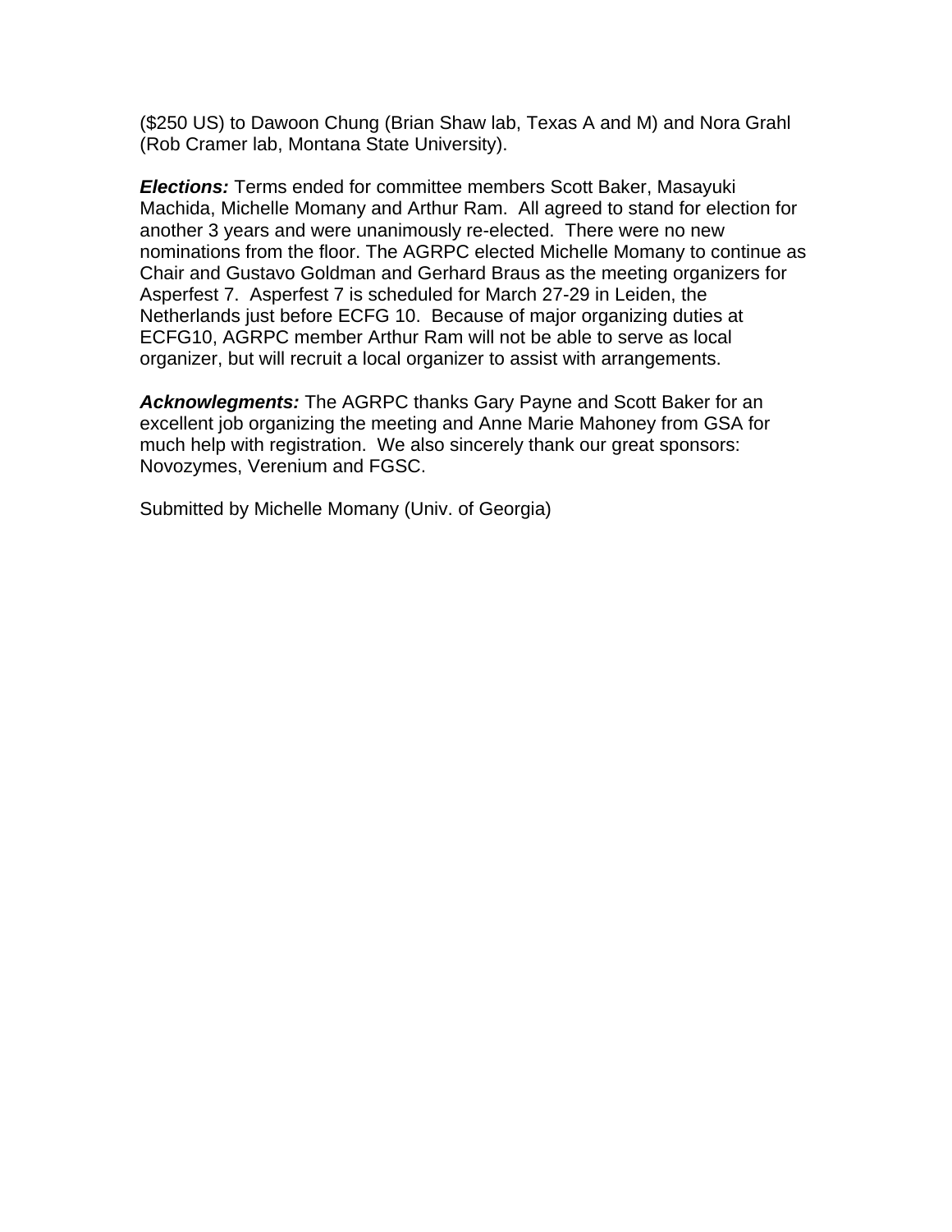($250 US) to Dawoon Chung (Brian Shaw lab, Texas A and M) and Nora Grahl (Rob Cramer lab, Montana State University).

***Elections:*** Terms ended for committee members Scott Baker, Masayuki Machida, Michelle Momany and Arthur Ram. All agreed to stand for election for another 3 years and were unanimously re-elected. There were no new nominations from the floor. The AGRPC elected Michelle Momany to continue as Chair and Gustavo Goldman and Gerhard Braus as the meeting organizers for Asperfest 7. Asperfest 7 is scheduled for March 27-29 in Leiden, the Netherlands just before ECFG 10. Because of major organizing duties at ECFG10, AGRPC member Arthur Ram will not be able to serve as local organizer, but will recruit a local organizer to assist with arrangements.

***Acknowlegments:*** The AGRPC thanks Gary Payne and Scott Baker for an excellent job organizing the meeting and Anne Marie Mahoney from GSA for much help with registration. We also sincerely thank our great sponsors: Novozymes, Verenium and FGSC.

Submitted by Michelle Momany (Univ. of Georgia)